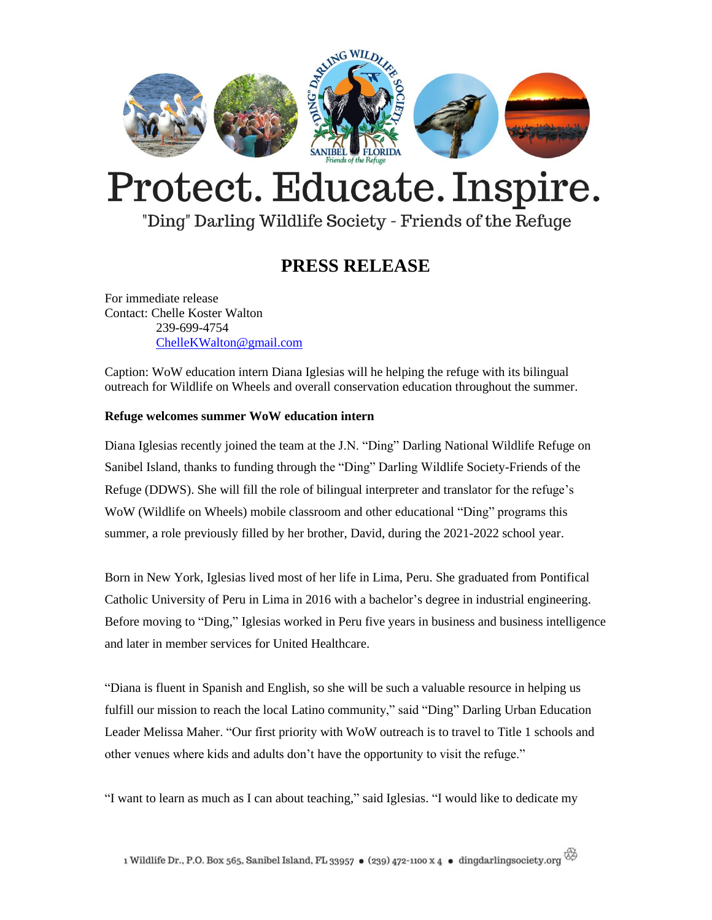# Protect. Educate. Inspire.

"Ding" Darling Wildlife Society - Friends of the Refuge

## PRESS RELEASE

For immediate release
Contact: Chelle Koster Walton
239-699-4754
ChelleKWalton@gmail.com

Caption: WoW education intern Diana Iglesias will he helping the refuge with its bilingual outreach for Wildlife on Wheels and overall conservation education throughout the summer.

**Refuge welcomes summer WoW education intern**

Diana Iglesias recently joined the team at the J.N. "Ding" Darling National Wildlife Refuge on Sanibel Island, thanks to funding through the "Ding" Darling Wildlife Society-Friends of the Refuge (DDWS). She will fill the role of bilingual interpreter and translator for the refuge's WoW (Wildlife on Wheels) mobile classroom and other educational "Ding" programs this summer, a role previously filled by her brother, David, during the 2021-2022 school year.

Born in New York, Iglesias lived most of her life in Lima, Peru. She graduated from Pontifical Catholic University of Peru in Lima in 2016 with a bachelor's degree in industrial engineering. Before moving to "Ding," Iglesias worked in Peru five years in business and business intelligence and later in member services for United Healthcare.

"Diana is fluent in Spanish and English, so she will be such a valuable resource in helping us fulfill our mission to reach the local Latino community," said "Ding" Darling Urban Education Leader Melissa Maher. "Our first priority with WoW outreach is to travel to Title 1 schools and other venues where kids and adults don't have the opportunity to visit the refuge."

"I want to learn as much as I can about teaching," said Iglesias. "I would like to dedicate my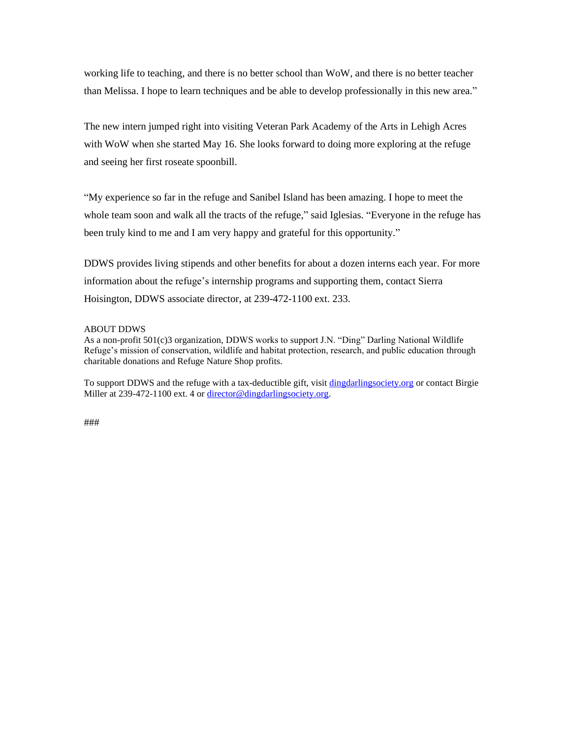working life to teaching, and there is no better school than WoW, and there is no better teacher than Melissa. I hope to learn techniques and be able to develop professionally in this new area."

The new intern jumped right into visiting Veteran Park Academy of the Arts in Lehigh Acres with WoW when she started May 16. She looks forward to doing more exploring at the refuge and seeing her first roseate spoonbill.

"My experience so far in the refuge and Sanibel Island has been amazing. I hope to meet the whole team soon and walk all the tracts of the refuge," said Iglesias. "Everyone in the refuge has been truly kind to me and I am very happy and grateful for this opportunity."

DDWS provides living stipends and other benefits for about a dozen interns each year. For more information about the refuge's internship programs and supporting them, contact Sierra Hoisington, DDWS associate director, at 239-472-1100 ext. 233.

ABOUT DDWS
As a non-profit 501(c)3 organization, DDWS works to support J.N. "Ding" Darling National Wildlife Refuge's mission of conservation, wildlife and habitat protection, research, and public education through charitable donations and Refuge Nature Shop profits.

To support DDWS and the refuge with a tax-deductible gift, visit [dingdarlingsociety.org](dingdarlingsociety.org) or contact Birgie Miller at 239-472-1100 ext. 4 or [director@dingdarlingsociety.org](mailto:director@dingdarlingsociety.org).

###